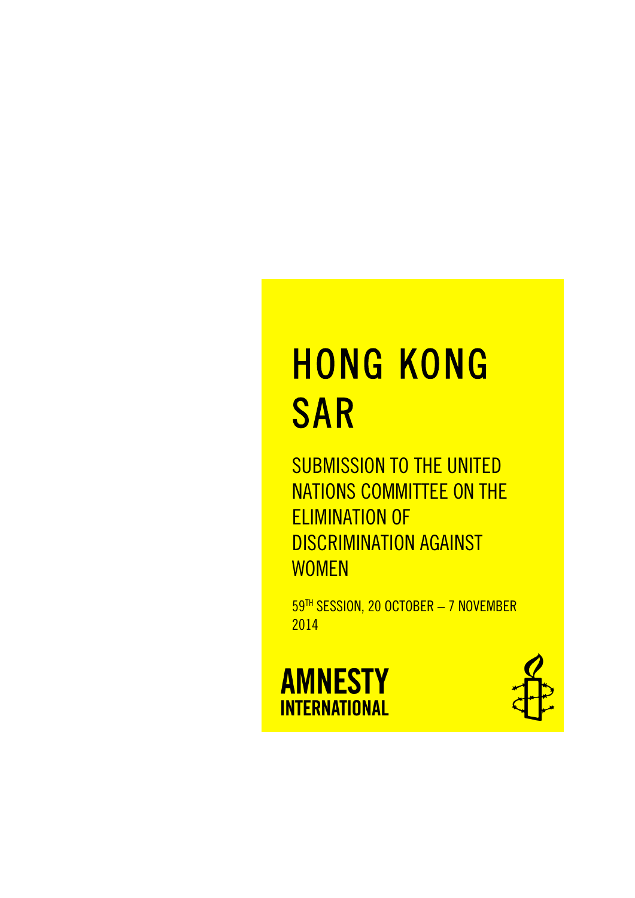# HONG KONG SAR

## SUBMISSION TO THE UNITED NATIONS COMMITTEE ON THE ELIMINATION OF DISCRIMINATION AGAINST WOMEN

59[TH] SESSION, 20 OCTOBER – 7 NOVEMBER 2014

**AMNESTY INTERNATIONAL**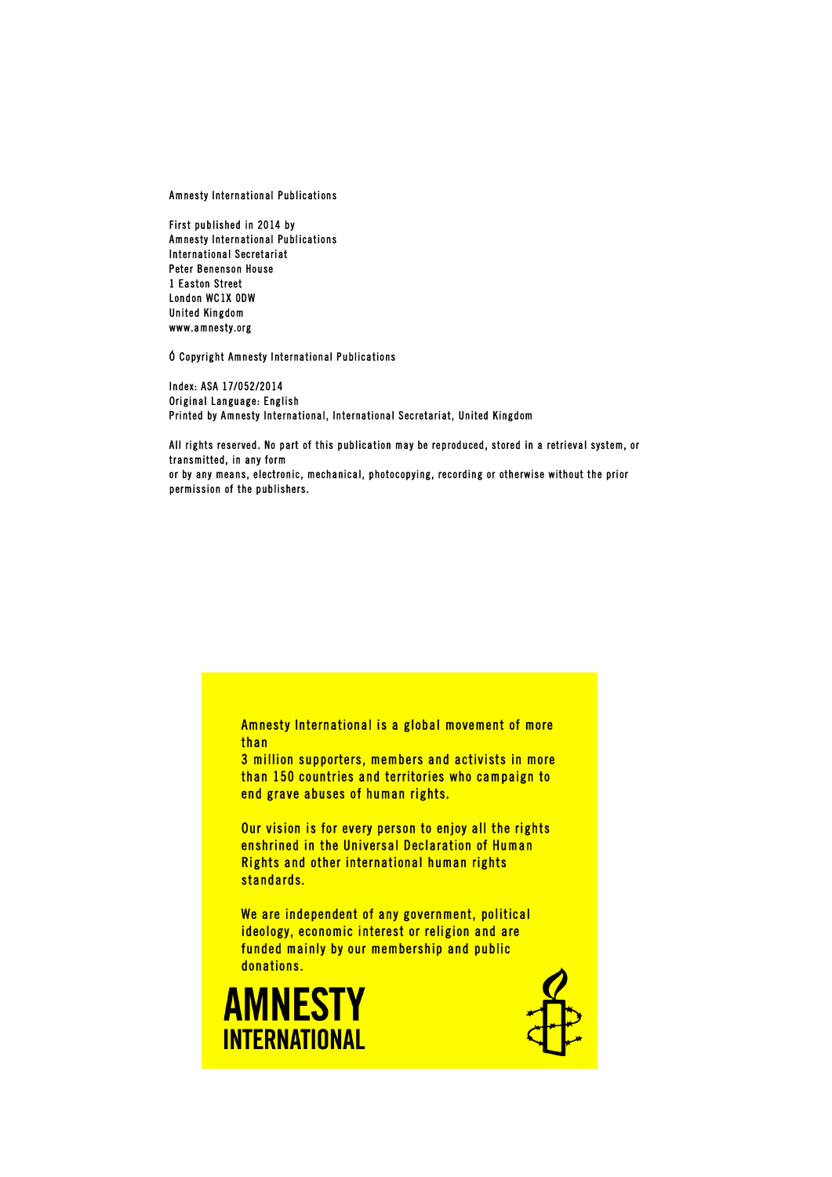Amnesty International Publications

First published in 2014 by  
Amnesty International Publications  
International Secretariat  
Peter Benenson House  
1 Easton Street  
London WC1X 0DW  
United Kingdom  
www.amnesty.org

Ó Copyright Amnesty International Publications

Index: ASA 17/052/2014  
Original Language: English  
Printed by Amnesty International, International Secretariat, United Kingdom

All rights reserved. No part of this publication may be reproduced, stored in a retrieval system, or transmitted, in any form  
or by any means, electronic, mechanical, photocopying, recording or otherwise without the prior permission of the publishers.

Amnesty International is a global movement of more than  
3 million supporters, members and activists in more than 150 countries and territories who campaign to end grave abuses of human rights.

Our vision is for every person to enjoy all the rights enshrined in the Universal Declaration of Human Rights and other international human rights standards.

We are independent of any government, political ideology, economic interest or religion and are funded mainly by our membership and public donations.

AMNESTY INTERNATIONAL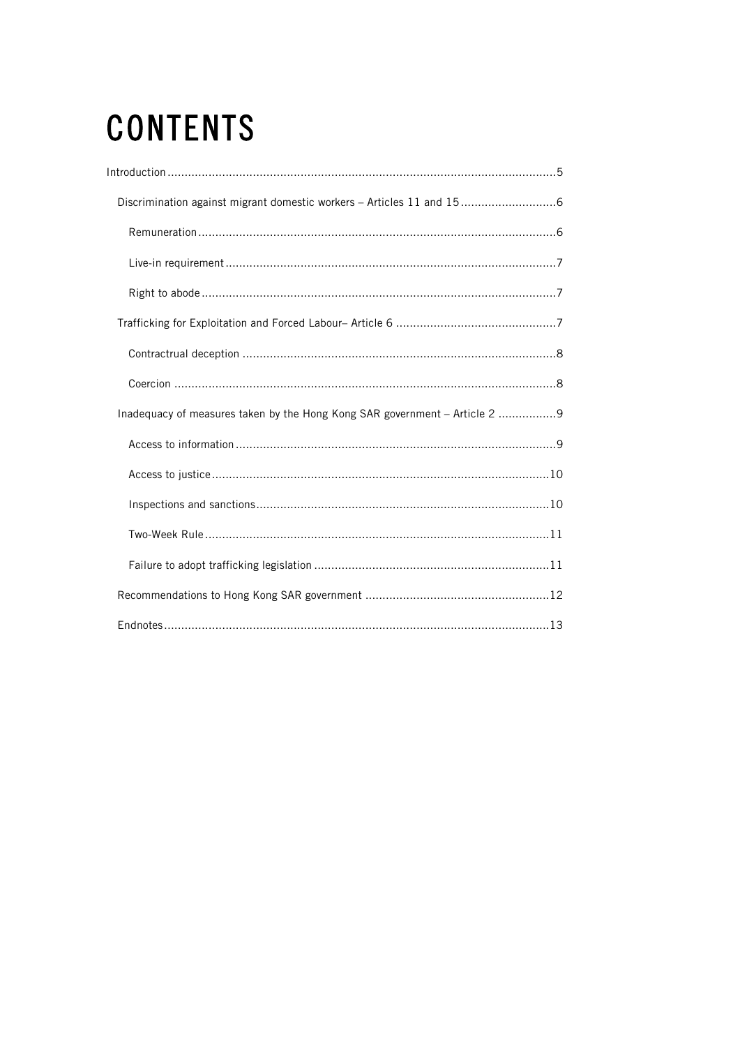# CONTENTS

Introduction ....................................................................................................................5

- Discrimination against migrant domestic workers – Articles 11 and 15 ............................6
  - Remuneration ........................................................................................................6
  - Live-in requirement ................................................................................................7
  - Right to abode .......................................................................................................7
- Trafficking for Exploitation and Forced Labour– Article 6 ...............................................7
  - Contractrual deception ...........................................................................................8
  - Coercion ...............................................................................................................8
- Inadequacy of measures taken by the Hong Kong SAR government – Article 2 .................9
  - Access to information .............................................................................................9
  - Access to justice ..................................................................................................10
  - Inspections and sanctions .....................................................................................10
  - Two-Week Rule ....................................................................................................11
  - Failure to adopt trafficking legislation ....................................................................11
- Recommendations to Hong Kong SAR government ......................................................12
- Endnotes ...............................................................................................................13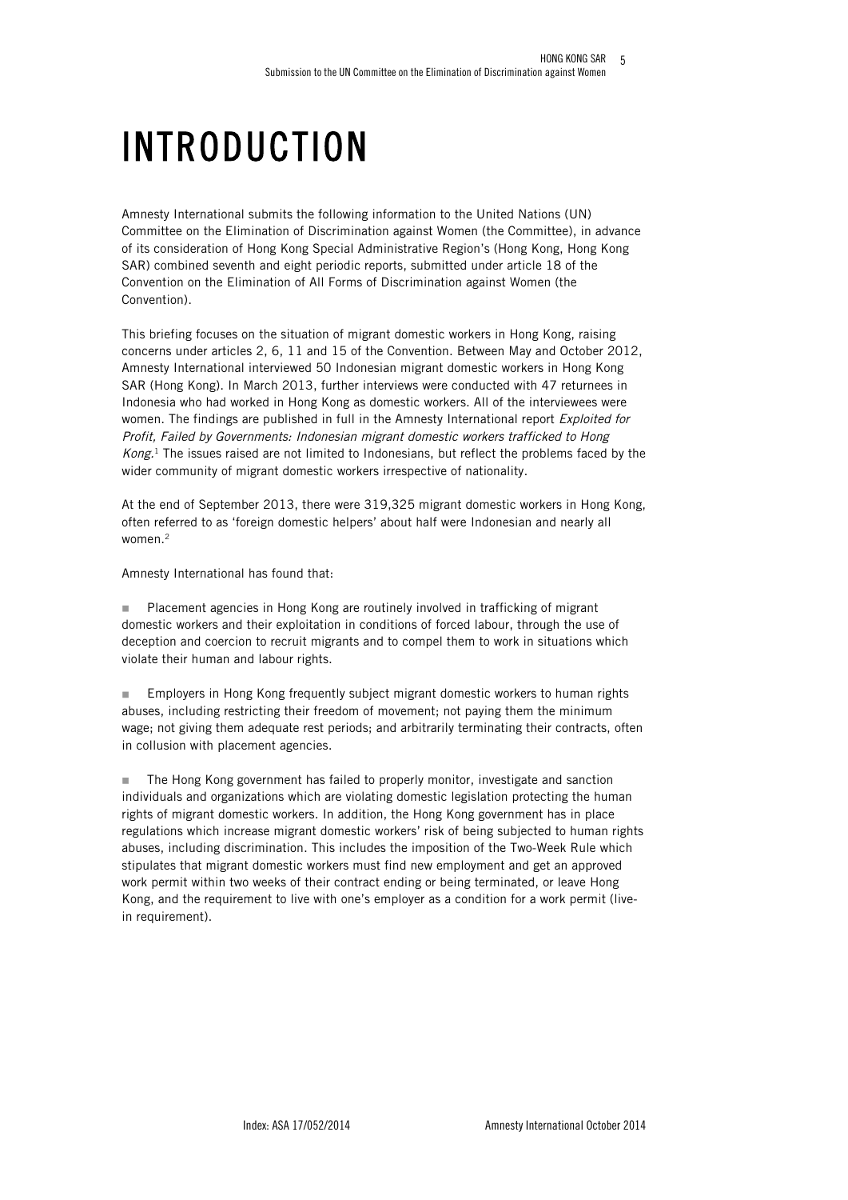# INTRODUCTION

Amnesty International submits the following information to the United Nations (UN) Committee on the Elimination of Discrimination against Women (the Committee), in advance of its consideration of Hong Kong Special Administrative Region's (Hong Kong, Hong Kong SAR) combined seventh and eight periodic reports, submitted under article 18 of the Convention on the Elimination of All Forms of Discrimination against Women (the Convention).

This briefing focuses on the situation of migrant domestic workers in Hong Kong, raising concerns under articles 2, 6, 11 and 15 of the Convention. Between May and October 2012, Amnesty International interviewed 50 Indonesian migrant domestic workers in Hong Kong SAR (Hong Kong). In March 2013, further interviews were conducted with 47 returnees in Indonesia who had worked in Hong Kong as domestic workers. All of the interviewees were women. The findings are published in full in the Amnesty International report *Exploited for Profit, Failed by Governments: Indonesian migrant domestic workers trafficked to Hong Kong*.[1] The issues raised are not limited to Indonesians, but reflect the problems faced by the wider community of migrant domestic workers irrespective of nationality.

At the end of September 2013, there were 319,325 migrant domestic workers in Hong Kong, often referred to as 'foreign domestic helpers' about half were Indonesian and nearly all women.[2]

Amnesty International has found that:

- Placement agencies in Hong Kong are routinely involved in trafficking of migrant domestic workers and their exploitation in conditions of forced labour, through the use of deception and coercion to recruit migrants and to compel them to work in situations which violate their human and labour rights.

- Employers in Hong Kong frequently subject migrant domestic workers to human rights abuses, including restricting their freedom of movement; not paying them the minimum wage; not giving them adequate rest periods; and arbitrarily terminating their contracts, often in collusion with placement agencies.

- The Hong Kong government has failed to properly monitor, investigate and sanction individuals and organizations which are violating domestic legislation protecting the human rights of migrant domestic workers. In addition, the Hong Kong government has in place regulations which increase migrant domestic workers' risk of being subjected to human rights abuses, including discrimination. This includes the imposition of the Two-Week Rule which stipulates that migrant domestic workers must find new employment and get an approved work permit within two weeks of their contract ending or being terminated, or leave Hong Kong, and the requirement to live with one's employer as a condition for a work permit (live-in requirement).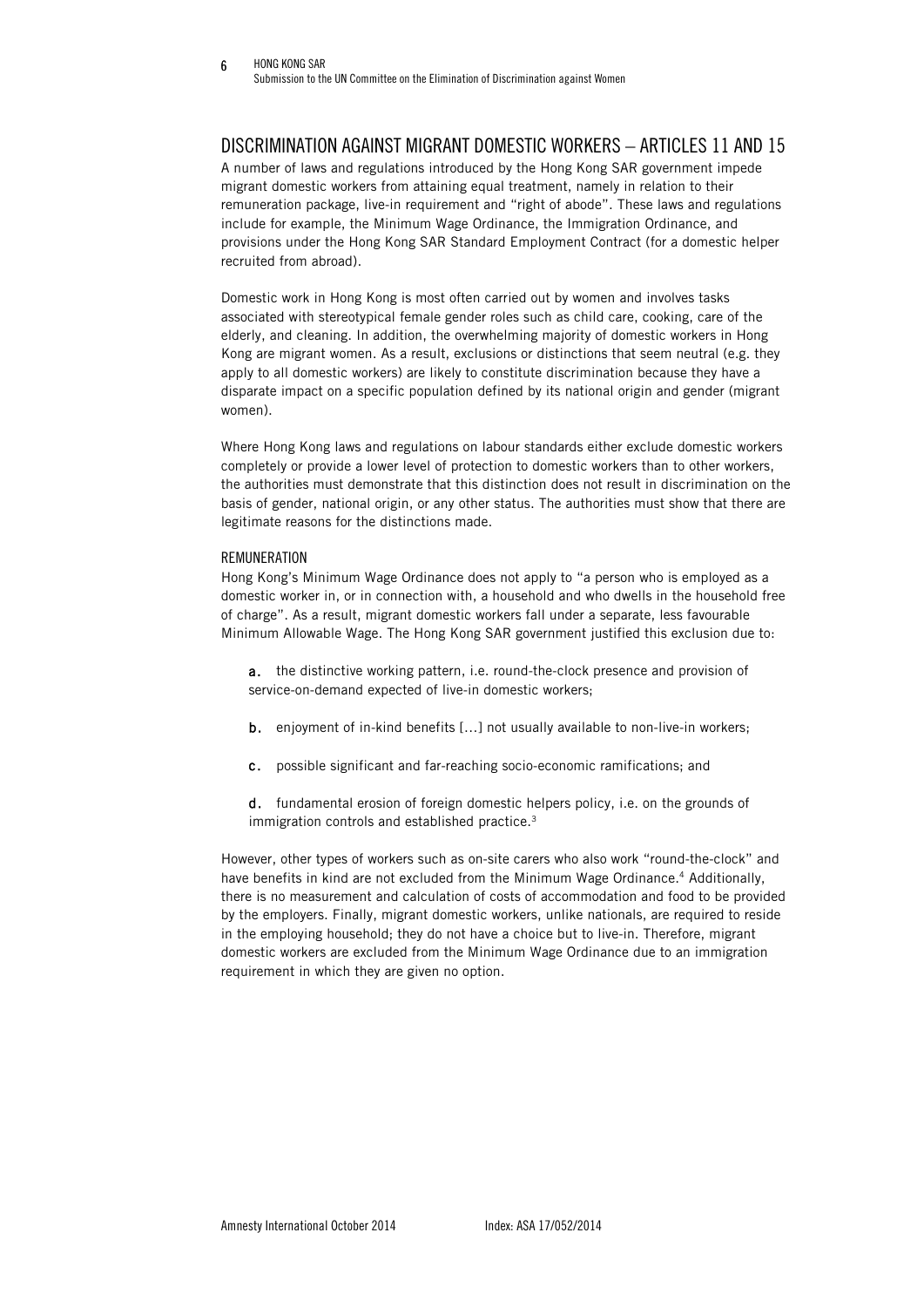## DISCRIMINATION AGAINST MIGRANT DOMESTIC WORKERS – ARTICLES 11 AND 15

A number of laws and regulations introduced by the Hong Kong SAR government impede migrant domestic workers from attaining equal treatment, namely in relation to their remuneration package, live-in requirement and "right of abode". These laws and regulations include for example, the Minimum Wage Ordinance, the Immigration Ordinance, and provisions under the Hong Kong SAR Standard Employment Contract (for a domestic helper recruited from abroad).

Domestic work in Hong Kong is most often carried out by women and involves tasks associated with stereotypical female gender roles such as child care, cooking, care of the elderly, and cleaning. In addition, the overwhelming majority of domestic workers in Hong Kong are migrant women. As a result, exclusions or distinctions that seem neutral (e.g. they apply to all domestic workers) are likely to constitute discrimination because they have a disparate impact on a specific population defined by its national origin and gender (migrant women).

Where Hong Kong laws and regulations on labour standards either exclude domestic workers completely or provide a lower level of protection to domestic workers than to other workers, the authorities must demonstrate that this distinction does not result in discrimination on the basis of gender, national origin, or any other status. The authorities must show that there are legitimate reasons for the distinctions made.

### REMUNERATION

Hong Kong's Minimum Wage Ordinance does not apply to "a person who is employed as a domestic worker in, or in connection with, a household and who dwells in the household free of charge". As a result, migrant domestic workers fall under a separate, less favourable Minimum Allowable Wage. The Hong Kong SAR government justified this exclusion due to:

**a.** the distinctive working pattern, i.e. round-the-clock presence and provision of service-on-demand expected of live-in domestic workers;

**b.** enjoyment of in-kind benefits [...] not usually available to non-live-in workers;

**c.** possible significant and far-reaching socio-economic ramifications; and

**d.** fundamental erosion of foreign domestic helpers policy, i.e. on the grounds of immigration controls and established practice.[3]

However, other types of workers such as on-site carers who also work "round-the-clock" and have benefits in kind are not excluded from the Minimum Wage Ordinance.[4] Additionally, there is no measurement and calculation of costs of accommodation and food to be provided by the employers. Finally, migrant domestic workers, unlike nationals, are required to reside in the employing household; they do not have a choice but to live-in. Therefore, migrant domestic workers are excluded from the Minimum Wage Ordinance due to an immigration requirement in which they are given no option.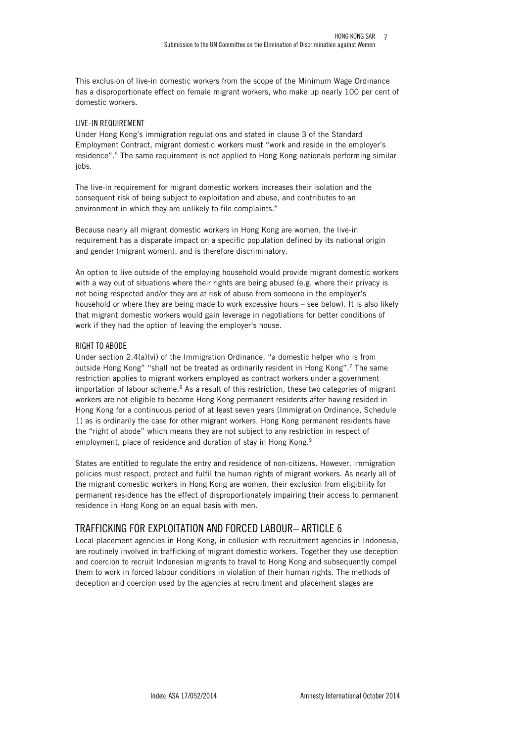This exclusion of live-in domestic workers from the scope of the Minimum Wage Ordinance has a disproportionate effect on female migrant workers, who make up nearly 100 per cent of domestic workers.

### LIVE-IN REQUIREMENT

Under Hong Kong's immigration regulations and stated in clause 3 of the Standard Employment Contract, migrant domestic workers must "work and reside in the employer's residence".[5] The same requirement is not applied to Hong Kong nationals performing similar jobs.

The live-in requirement for migrant domestic workers increases their isolation and the consequent risk of being subject to exploitation and abuse, and contributes to an environment in which they are unlikely to file complaints.[6]

Because nearly all migrant domestic workers in Hong Kong are women, the live-in requirement has a disparate impact on a specific population defined by its national origin and gender (migrant women), and is therefore discriminatory.

An option to live outside of the employing household would provide migrant domestic workers with a way out of situations where their rights are being abused (e.g. where their privacy is not being respected and/or they are at risk of abuse from someone in the employer's household or where they are being made to work excessive hours – see below). It is also likely that migrant domestic workers would gain leverage in negotiations for better conditions of work if they had the option of leaving the employer's house.

### RIGHT TO ABODE

Under section 2.4(a)(vi) of the Immigration Ordinance, "a domestic helper who is from outside Hong Kong" "shall not be treated as ordinarily resident in Hong Kong".[7] The same restriction applies to migrant workers employed as contract workers under a government importation of labour scheme.[8] As a result of this restriction, these two categories of migrant workers are not eligible to become Hong Kong permanent residents after having resided in Hong Kong for a continuous period of at least seven years (Immigration Ordinance, Schedule 1) as is ordinarily the case for other migrant workers. Hong Kong permanent residents have the "right of abode" which means they are not subject to any restriction in respect of employment, place of residence and duration of stay in Hong Kong.[9]

States are entitled to regulate the entry and residence of non-citizens. However, immigration policies must respect, protect and fulfil the human rights of migrant workers. As nearly all of the migrant domestic workers in Hong Kong are women, their exclusion from eligibility for permanent residence has the effect of disproportionately impairing their access to permanent residence in Hong Kong on an equal basis with men.

## TRAFFICKING FOR EXPLOITATION AND FORCED LABOUR– ARTICLE 6

Local placement agencies in Hong Kong, in collusion with recruitment agencies in Indonesia, are routinely involved in trafficking of migrant domestic workers. Together they use deception and coercion to recruit Indonesian migrants to travel to Hong Kong and subsequently compel them to work in forced labour conditions in violation of their human rights. The methods of deception and coercion used by the agencies at recruitment and placement stages are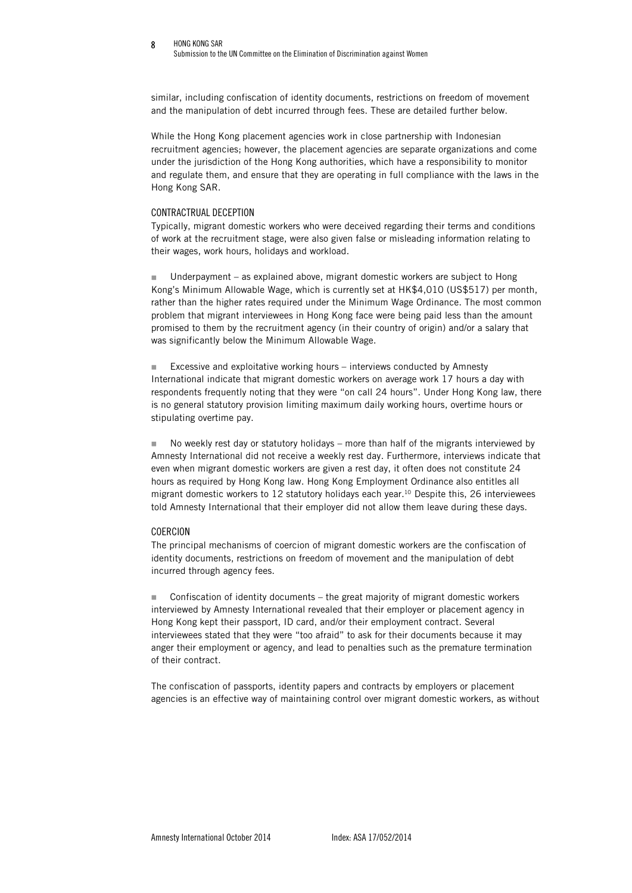similar, including confiscation of identity documents, restrictions on freedom of movement and the manipulation of debt incurred through fees. These are detailed further below.

While the Hong Kong placement agencies work in close partnership with Indonesian recruitment agencies; however, the placement agencies are separate organizations and come under the jurisdiction of the Hong Kong authorities, which have a responsibility to monitor and regulate them, and ensure that they are operating in full compliance with the laws in the Hong Kong SAR.

### CONTRACTRUAL DECEPTION

Typically, migrant domestic workers who were deceived regarding their terms and conditions of work at the recruitment stage, were also given false or misleading information relating to their wages, work hours, holidays and workload.

- Underpayment – as explained above, migrant domestic workers are subject to Hong Kong's Minimum Allowable Wage, which is currently set at HK$4,010 (US$517) per month, rather than the higher rates required under the Minimum Wage Ordinance. The most common problem that migrant interviewees in Hong Kong face were being paid less than the amount promised to them by the recruitment agency (in their country of origin) and/or a salary that was significantly below the Minimum Allowable Wage.

- Excessive and exploitative working hours – interviews conducted by Amnesty International indicate that migrant domestic workers on average work 17 hours a day with respondents frequently noting that they were "on call 24 hours". Under Hong Kong law, there is no general statutory provision limiting maximum daily working hours, overtime hours or stipulating overtime pay.

- No weekly rest day or statutory holidays – more than half of the migrants interviewed by Amnesty International did not receive a weekly rest day. Furthermore, interviews indicate that even when migrant domestic workers are given a rest day, it often does not constitute 24 hours as required by Hong Kong law. Hong Kong Employment Ordinance also entitles all migrant domestic workers to 12 statutory holidays each year.[10] Despite this, 26 interviewees told Amnesty International that their employer did not allow them leave during these days.

### COERCION

The principal mechanisms of coercion of migrant domestic workers are the confiscation of identity documents, restrictions on freedom of movement and the manipulation of debt incurred through agency fees.

- Confiscation of identity documents – the great majority of migrant domestic workers interviewed by Amnesty International revealed that their employer or placement agency in Hong Kong kept their passport, ID card, and/or their employment contract. Several interviewees stated that they were "too afraid" to ask for their documents because it may anger their employment or agency, and lead to penalties such as the premature termination of their contract.

The confiscation of passports, identity papers and contracts by employers or placement agencies is an effective way of maintaining control over migrant domestic workers, as without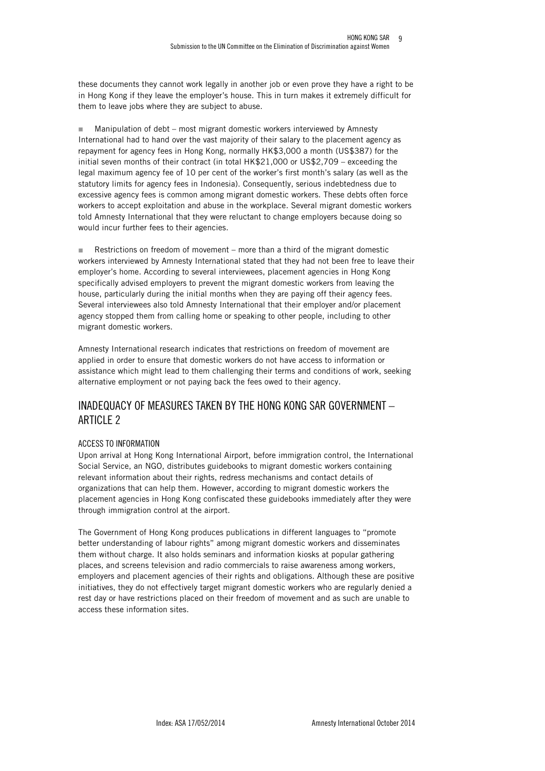these documents they cannot work legally in another job or even prove they have a right to be in Hong Kong if they leave the employer's house. This in turn makes it extremely difficult for them to leave jobs where they are subject to abuse.

- Manipulation of debt – most migrant domestic workers interviewed by Amnesty International had to hand over the vast majority of their salary to the placement agency as repayment for agency fees in Hong Kong, normally HK$3,000 a month (US$387) for the initial seven months of their contract (in total HK$21,000 or US$2,709 – exceeding the legal maximum agency fee of 10 per cent of the worker's first month's salary (as well as the statutory limits for agency fees in Indonesia). Consequently, serious indebtedness due to excessive agency fees is common among migrant domestic workers. These debts often force workers to accept exploitation and abuse in the workplace. Several migrant domestic workers told Amnesty International that they were reluctant to change employers because doing so would incur further fees to their agencies.

- Restrictions on freedom of movement – more than a third of the migrant domestic workers interviewed by Amnesty International stated that they had not been free to leave their employer's home. According to several interviewees, placement agencies in Hong Kong specifically advised employers to prevent the migrant domestic workers from leaving the house, particularly during the initial months when they are paying off their agency fees. Several interviewees also told Amnesty International that their employer and/or placement agency stopped them from calling home or speaking to other people, including to other migrant domestic workers.

Amnesty International research indicates that restrictions on freedom of movement are applied in order to ensure that domestic workers do not have access to information or assistance which might lead to them challenging their terms and conditions of work, seeking alternative employment or not paying back the fees owed to their agency.

## INADEQUACY OF MEASURES TAKEN BY THE HONG KONG SAR GOVERNMENT – ARTICLE 2

### ACCESS TO INFORMATION

Upon arrival at Hong Kong International Airport, before immigration control, the International Social Service, an NGO, distributes guidebooks to migrant domestic workers containing relevant information about their rights, redress mechanisms and contact details of organizations that can help them. However, according to migrant domestic workers the placement agencies in Hong Kong confiscated these guidebooks immediately after they were through immigration control at the airport.

The Government of Hong Kong produces publications in different languages to "promote better understanding of labour rights" among migrant domestic workers and disseminates them without charge. It also holds seminars and information kiosks at popular gathering places, and screens television and radio commercials to raise awareness among workers, employers and placement agencies of their rights and obligations. Although these are positive initiatives, they do not effectively target migrant domestic workers who are regularly denied a rest day or have restrictions placed on their freedom of movement and as such are unable to access these information sites.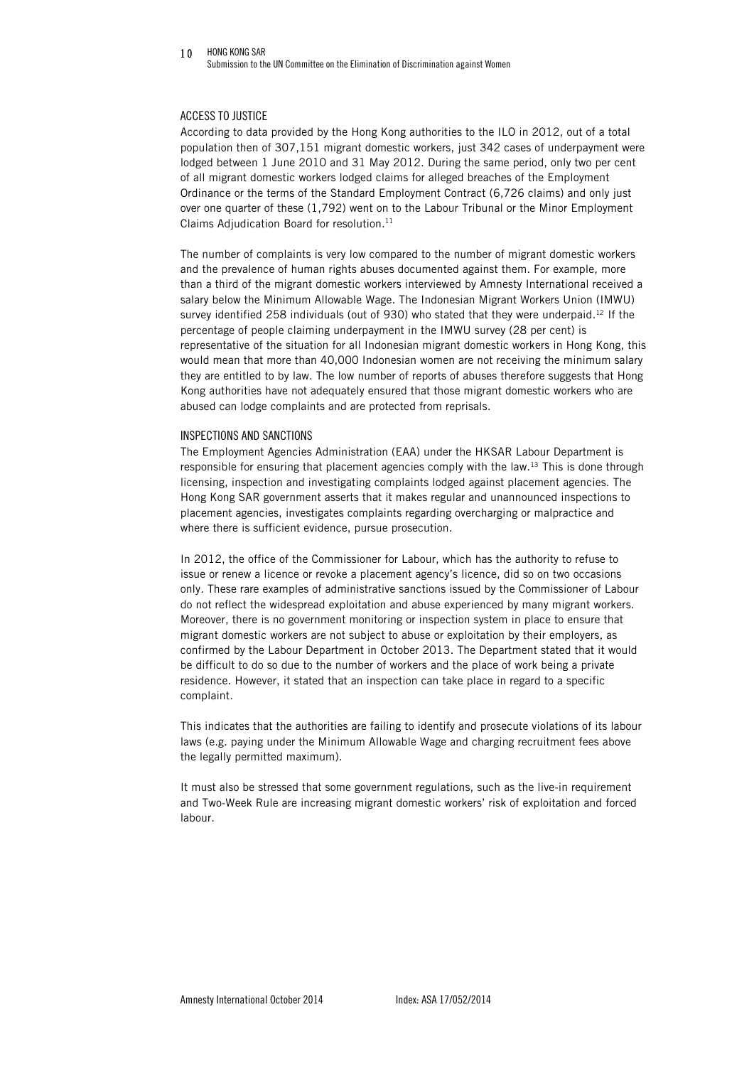## ACCESS TO JUSTICE

According to data provided by the Hong Kong authorities to the ILO in 2012, out of a total population then of 307,151 migrant domestic workers, just 342 cases of underpayment were lodged between 1 June 2010 and 31 May 2012. During the same period, only two per cent of all migrant domestic workers lodged claims for alleged breaches of the Employment Ordinance or the terms of the Standard Employment Contract (6,726 claims) and only just over one quarter of these (1,792) went on to the Labour Tribunal or the Minor Employment Claims Adjudication Board for resolution.[11]

The number of complaints is very low compared to the number of migrant domestic workers and the prevalence of human rights abuses documented against them. For example, more than a third of the migrant domestic workers interviewed by Amnesty International received a salary below the Minimum Allowable Wage. The Indonesian Migrant Workers Union (IMWU) survey identified 258 individuals (out of 930) who stated that they were underpaid.[12] If the percentage of people claiming underpayment in the IMWU survey (28 per cent) is representative of the situation for all Indonesian migrant domestic workers in Hong Kong, this would mean that more than 40,000 Indonesian women are not receiving the minimum salary they are entitled to by law. The low number of reports of abuses therefore suggests that Hong Kong authorities have not adequately ensured that those migrant domestic workers who are abused can lodge complaints and are protected from reprisals.

## INSPECTIONS AND SANCTIONS

The Employment Agencies Administration (EAA) under the HKSAR Labour Department is responsible for ensuring that placement agencies comply with the law.[13] This is done through licensing, inspection and investigating complaints lodged against placement agencies. The Hong Kong SAR government asserts that it makes regular and unannounced inspections to placement agencies, investigates complaints regarding overcharging or malpractice and where there is sufficient evidence, pursue prosecution.

In 2012, the office of the Commissioner for Labour, which has the authority to refuse to issue or renew a licence or revoke a placement agency's licence, did so on two occasions only. These rare examples of administrative sanctions issued by the Commissioner of Labour do not reflect the widespread exploitation and abuse experienced by many migrant workers. Moreover, there is no government monitoring or inspection system in place to ensure that migrant domestic workers are not subject to abuse or exploitation by their employers, as confirmed by the Labour Department in October 2013. The Department stated that it would be difficult to do so due to the number of workers and the place of work being a private residence. However, it stated that an inspection can take place in regard to a specific complaint.

This indicates that the authorities are failing to identify and prosecute violations of its labour laws (e.g. paying under the Minimum Allowable Wage and charging recruitment fees above the legally permitted maximum).

It must also be stressed that some government regulations, such as the live-in requirement and Two-Week Rule are increasing migrant domestic workers' risk of exploitation and forced labour.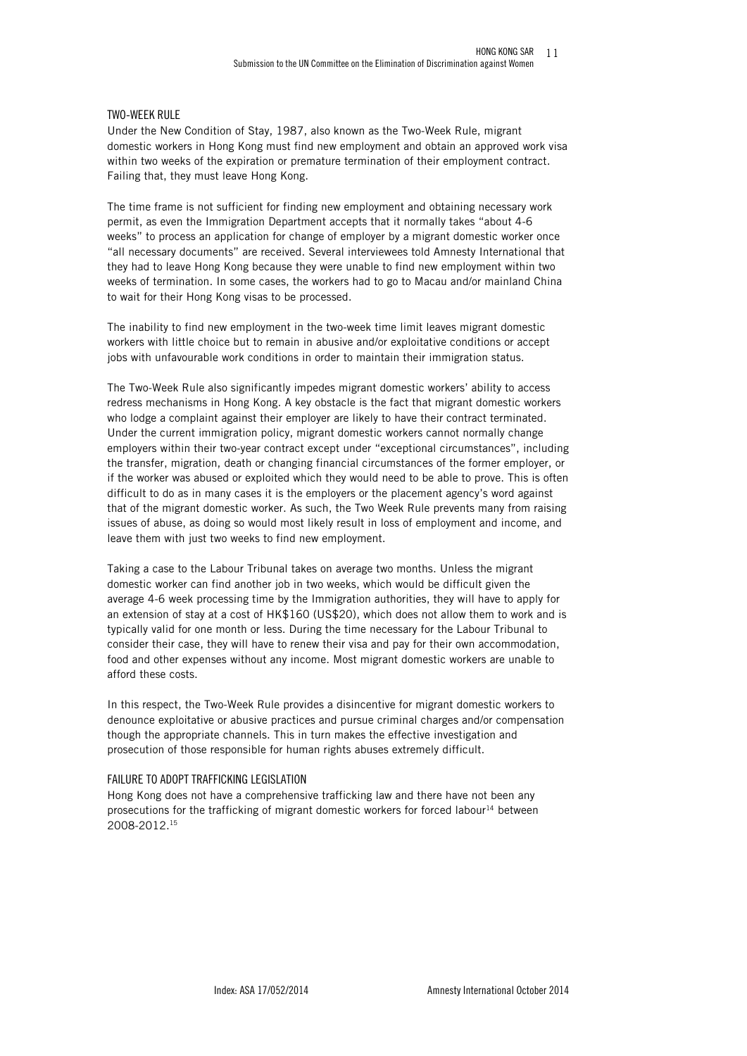## TWO-WEEK RULE

Under the New Condition of Stay, 1987, also known as the Two-Week Rule, migrant domestic workers in Hong Kong must find new employment and obtain an approved work visa within two weeks of the expiration or premature termination of their employment contract. Failing that, they must leave Hong Kong.

The time frame is not sufficient for finding new employment and obtaining necessary work permit, as even the Immigration Department accepts that it normally takes "about 4-6 weeks" to process an application for change of employer by a migrant domestic worker once "all necessary documents" are received. Several interviewees told Amnesty International that they had to leave Hong Kong because they were unable to find new employment within two weeks of termination. In some cases, the workers had to go to Macau and/or mainland China to wait for their Hong Kong visas to be processed.

The inability to find new employment in the two-week time limit leaves migrant domestic workers with little choice but to remain in abusive and/or exploitative conditions or accept jobs with unfavourable work conditions in order to maintain their immigration status.

The Two-Week Rule also significantly impedes migrant domestic workers' ability to access redress mechanisms in Hong Kong. A key obstacle is the fact that migrant domestic workers who lodge a complaint against their employer are likely to have their contract terminated. Under the current immigration policy, migrant domestic workers cannot normally change employers within their two-year contract except under "exceptional circumstances", including the transfer, migration, death or changing financial circumstances of the former employer, or if the worker was abused or exploited which they would need to be able to prove. This is often difficult to do as in many cases it is the employers or the placement agency's word against that of the migrant domestic worker. As such, the Two Week Rule prevents many from raising issues of abuse, as doing so would most likely result in loss of employment and income, and leave them with just two weeks to find new employment.

Taking a case to the Labour Tribunal takes on average two months. Unless the migrant domestic worker can find another job in two weeks, which would be difficult given the average 4-6 week processing time by the Immigration authorities, they will have to apply for an extension of stay at a cost of HK$160 (US$20), which does not allow them to work and is typically valid for one month or less. During the time necessary for the Labour Tribunal to consider their case, they will have to renew their visa and pay for their own accommodation, food and other expenses without any income. Most migrant domestic workers are unable to afford these costs.

In this respect, the Two-Week Rule provides a disincentive for migrant domestic workers to denounce exploitative or abusive practices and pursue criminal charges and/or compensation though the appropriate channels. This in turn makes the effective investigation and prosecution of those responsible for human rights abuses extremely difficult.

## FAILURE TO ADOPT TRAFFICKING LEGISLATION

Hong Kong does not have a comprehensive trafficking law and there have not been any prosecutions for the trafficking of migrant domestic workers for forced labour[14] between 2008-2012.[15]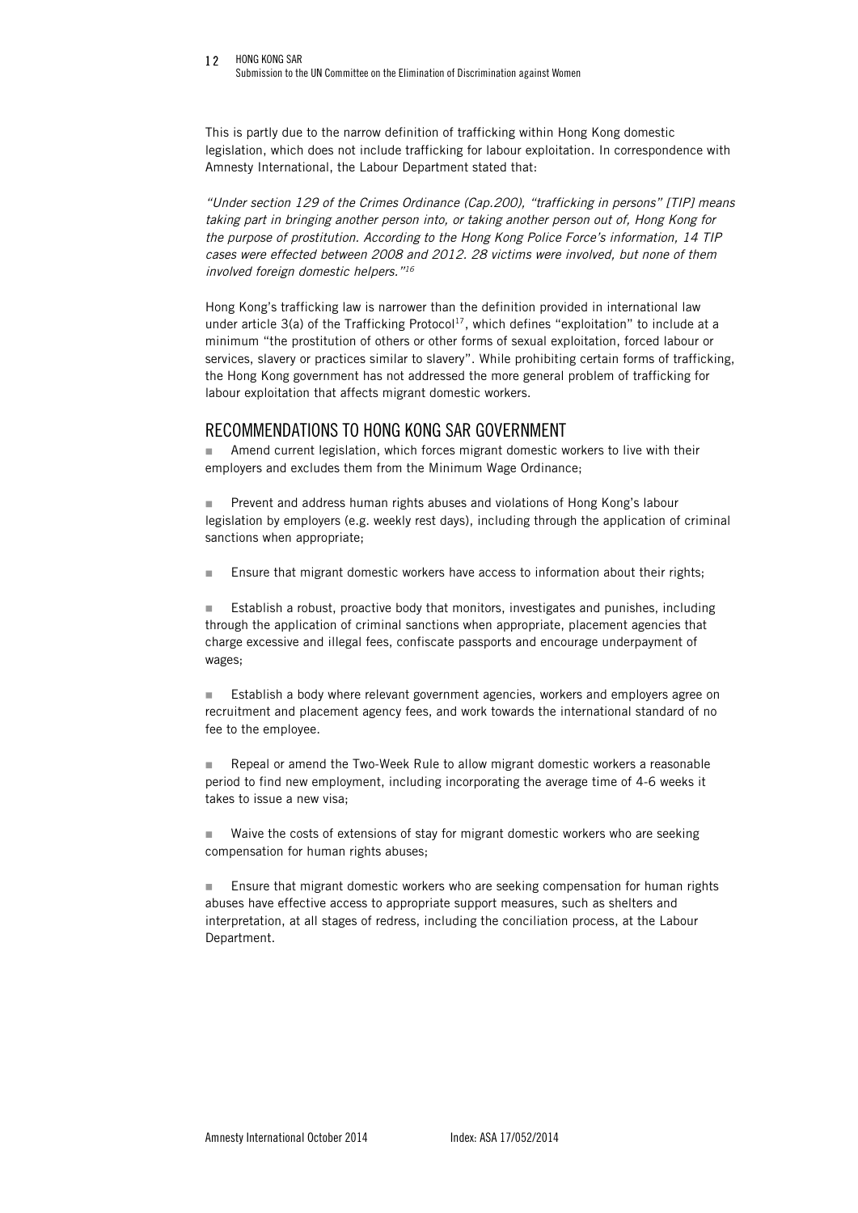This is partly due to the narrow definition of trafficking within Hong Kong domestic legislation, which does not include trafficking for labour exploitation. In correspondence with Amnesty International, the Labour Department stated that:

*"Under section 129 of the Crimes Ordinance (Cap.200), "trafficking in persons" [TIP] means taking part in bringing another person into, or taking another person out of, Hong Kong for the purpose of prostitution. According to the Hong Kong Police Force's information, 14 TIP cases were effected between 2008 and 2012. 28 victims were involved, but none of them involved foreign domestic helpers."*[16]

Hong Kong's trafficking law is narrower than the definition provided in international law under article 3(a) of the Trafficking Protocol[17], which defines "exploitation" to include at a minimum "the prostitution of others or other forms of sexual exploitation, forced labour or services, slavery or practices similar to slavery". While prohibiting certain forms of trafficking, the Hong Kong government has not addressed the more general problem of trafficking for labour exploitation that affects migrant domestic workers.

## RECOMMENDATIONS TO HONG KONG SAR GOVERNMENT

- Amend current legislation, which forces migrant domestic workers to live with their employers and excludes them from the Minimum Wage Ordinance;

- Prevent and address human rights abuses and violations of Hong Kong's labour legislation by employers (e.g. weekly rest days), including through the application of criminal sanctions when appropriate;

- Ensure that migrant domestic workers have access to information about their rights;

- Establish a robust, proactive body that monitors, investigates and punishes, including through the application of criminal sanctions when appropriate, placement agencies that charge excessive and illegal fees, confiscate passports and encourage underpayment of wages;

- Establish a body where relevant government agencies, workers and employers agree on recruitment and placement agency fees, and work towards the international standard of no fee to the employee.

- Repeal or amend the Two-Week Rule to allow migrant domestic workers a reasonable period to find new employment, including incorporating the average time of 4-6 weeks it takes to issue a new visa;

- Waive the costs of extensions of stay for migrant domestic workers who are seeking compensation for human rights abuses;

- Ensure that migrant domestic workers who are seeking compensation for human rights abuses have effective access to appropriate support measures, such as shelters and interpretation, at all stages of redress, including the conciliation process, at the Labour Department.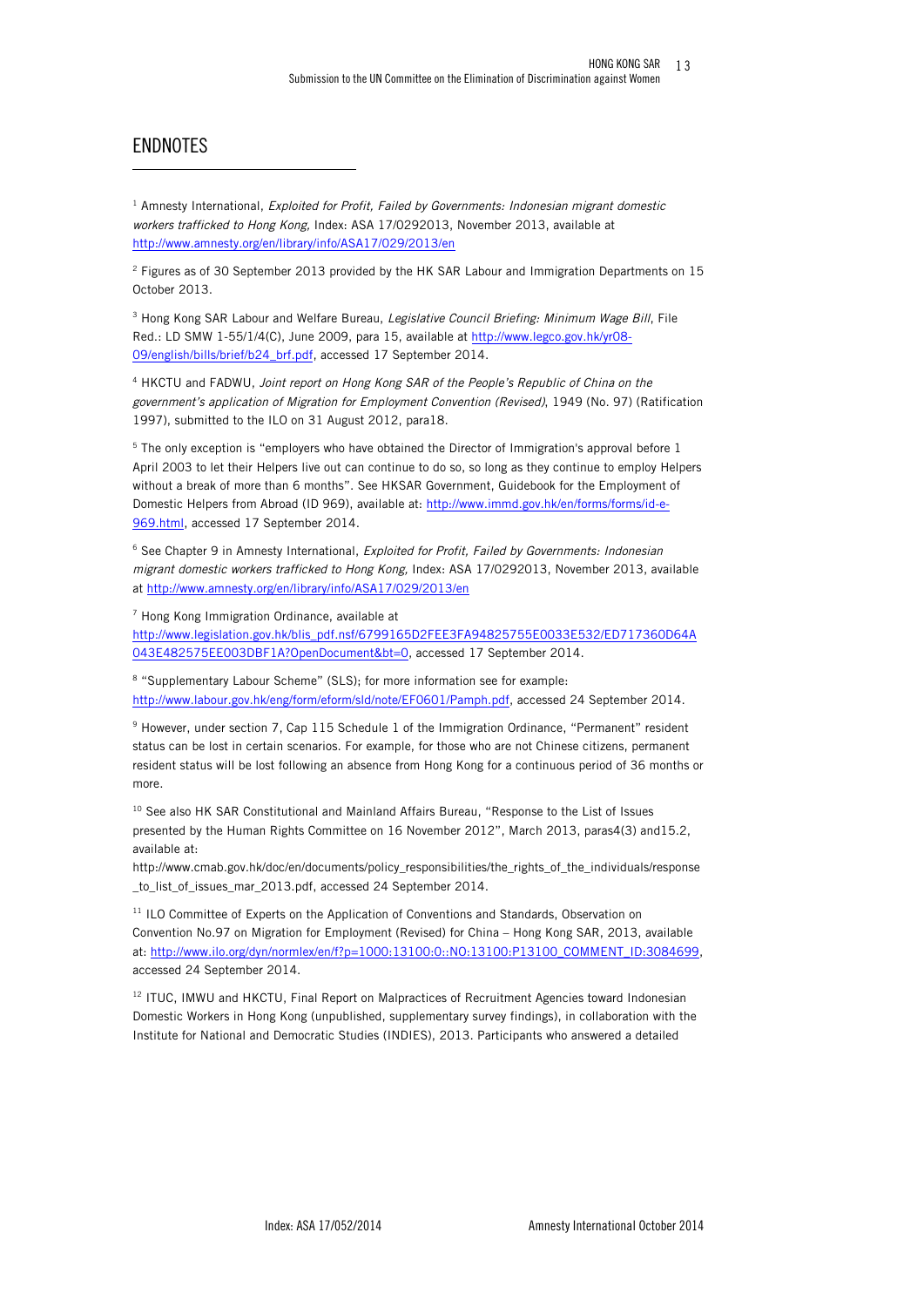## ENDNOTES

[1] Amnesty International, *Exploited for Profit, Failed by Governments: Indonesian migrant domestic workers trafficked to Hong Kong,* Index: ASA 17/0292013, November 2013, available at http://www.amnesty.org/en/library/info/ASA17/029/2013/en

[2] Figures as of 30 September 2013 provided by the HK SAR Labour and Immigration Departments on 15 October 2013.

[3] Hong Kong SAR Labour and Welfare Bureau, *Legislative Council Briefing: Minimum Wage Bill*, File Red.: LD SMW 1-55/1/4(C), June 2009, para 15, available at http://www.legco.gov.hk/yr08-09/english/bills/brief/b24_brf.pdf, accessed 17 September 2014.

[4] HKCTU and FADWU, *Joint report on Hong Kong SAR of the People's Republic of China on the government's application of Migration for Employment Convention (Revised)*, 1949 (No. 97) (Ratification 1997), submitted to the ILO on 31 August 2012, para18.

[5] The only exception is "employers who have obtained the Director of Immigration's approval before 1 April 2003 to let their Helpers live out can continue to do so, so long as they continue to employ Helpers without a break of more than 6 months". See HKSAR Government, Guidebook for the Employment of Domestic Helpers from Abroad (ID 969), available at: http://www.immd.gov.hk/en/forms/forms/id-e-969.html, accessed 17 September 2014.

[6] See Chapter 9 in Amnesty International, *Exploited for Profit, Failed by Governments: Indonesian migrant domestic workers trafficked to Hong Kong,* Index: ASA 17/0292013, November 2013, available at http://www.amnesty.org/en/library/info/ASA17/029/2013/en

[7] Hong Kong Immigration Ordinance, available at http://www.legislation.gov.hk/blis_pdf.nsf/6799165D2FEE3FA94825755E0033E532/ED717360D64A043E482575EE003DBF1A?OpenDocument&bt=0, accessed 17 September 2014.

[8] "Supplementary Labour Scheme" (SLS); for more information see for example: http://www.labour.gov.hk/eng/form/eform/sld/note/EF0601/Pamph.pdf, accessed 24 September 2014.

[9] However, under section 7, Cap 115 Schedule 1 of the Immigration Ordinance, "Permanent" resident status can be lost in certain scenarios. For example, for those who are not Chinese citizens, permanent resident status will be lost following an absence from Hong Kong for a continuous period of 36 months or more.

[10] See also HK SAR Constitutional and Mainland Affairs Bureau, "Response to the List of Issues presented by the Human Rights Committee on 16 November 2012", March 2013, paras4(3) and15.2, available at: http://www.cmab.gov.hk/doc/en/documents/policy_responsibilities/the_rights_of_the_individuals/response_to_list_of_issues_mar_2013.pdf, accessed 24 September 2014.

[11] ILO Committee of Experts on the Application of Conventions and Standards, Observation on Convention No.97 on Migration for Employment (Revised) for China – Hong Kong SAR, 2013, available at: http://www.ilo.org/dyn/normlex/en/f?p=1000:13100:0::NO:13100:P13100_COMMENT_ID:3084699, accessed 24 September 2014.

[12] ITUC, IMWU and HKCTU, Final Report on Malpractices of Recruitment Agencies toward Indonesian Domestic Workers in Hong Kong (unpublished, supplementary survey findings), in collaboration with the Institute for National and Democratic Studies (INDIES), 2013. Participants who answered a detailed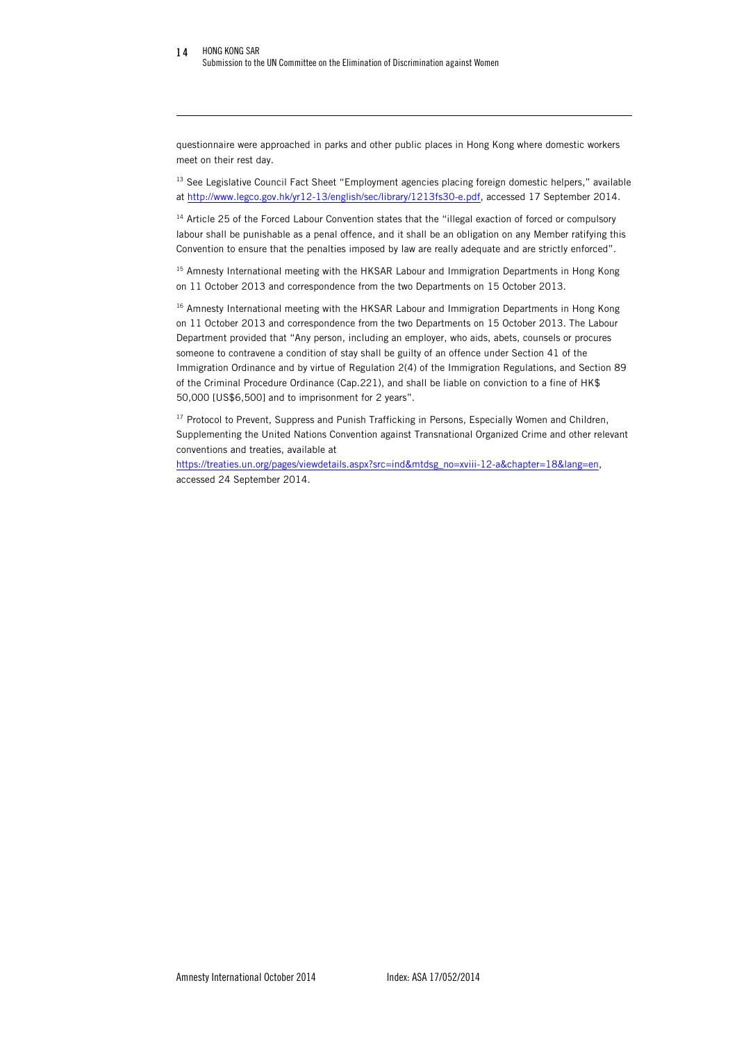questionnaire were approached in parks and other public places in Hong Kong where domestic workers meet on their rest day.

[13] See Legislative Council Fact Sheet "Employment agencies placing foreign domestic helpers," available at http://www.legco.gov.hk/yr12-13/english/sec/library/1213fs30-e.pdf, accessed 17 September 2014.

[14] Article 25 of the Forced Labour Convention states that the "illegal exaction of forced or compulsory labour shall be punishable as a penal offence, and it shall be an obligation on any Member ratifying this Convention to ensure that the penalties imposed by law are really adequate and are strictly enforced".

[15] Amnesty International meeting with the HKSAR Labour and Immigration Departments in Hong Kong on 11 October 2013 and correspondence from the two Departments on 15 October 2013.

[16] Amnesty International meeting with the HKSAR Labour and Immigration Departments in Hong Kong on 11 October 2013 and correspondence from the two Departments on 15 October 2013. The Labour Department provided that "Any person, including an employer, who aids, abets, counsels or procures someone to contravene a condition of stay shall be guilty of an offence under Section 41 of the Immigration Ordinance and by virtue of Regulation 2(4) of the Immigration Regulations, and Section 89 of the Criminal Procedure Ordinance (Cap.221), and shall be liable on conviction to a fine of HK$ 50,000 [US$6,500] and to imprisonment for 2 years".

[17] Protocol to Prevent, Suppress and Punish Trafficking in Persons, Especially Women and Children, Supplementing the United Nations Convention against Transnational Organized Crime and other relevant conventions and treaties, available at https://treaties.un.org/pages/viewdetails.aspx?src=ind&mtdsg_no=xviii-12-a&chapter=18&lang=en, accessed 24 September 2014.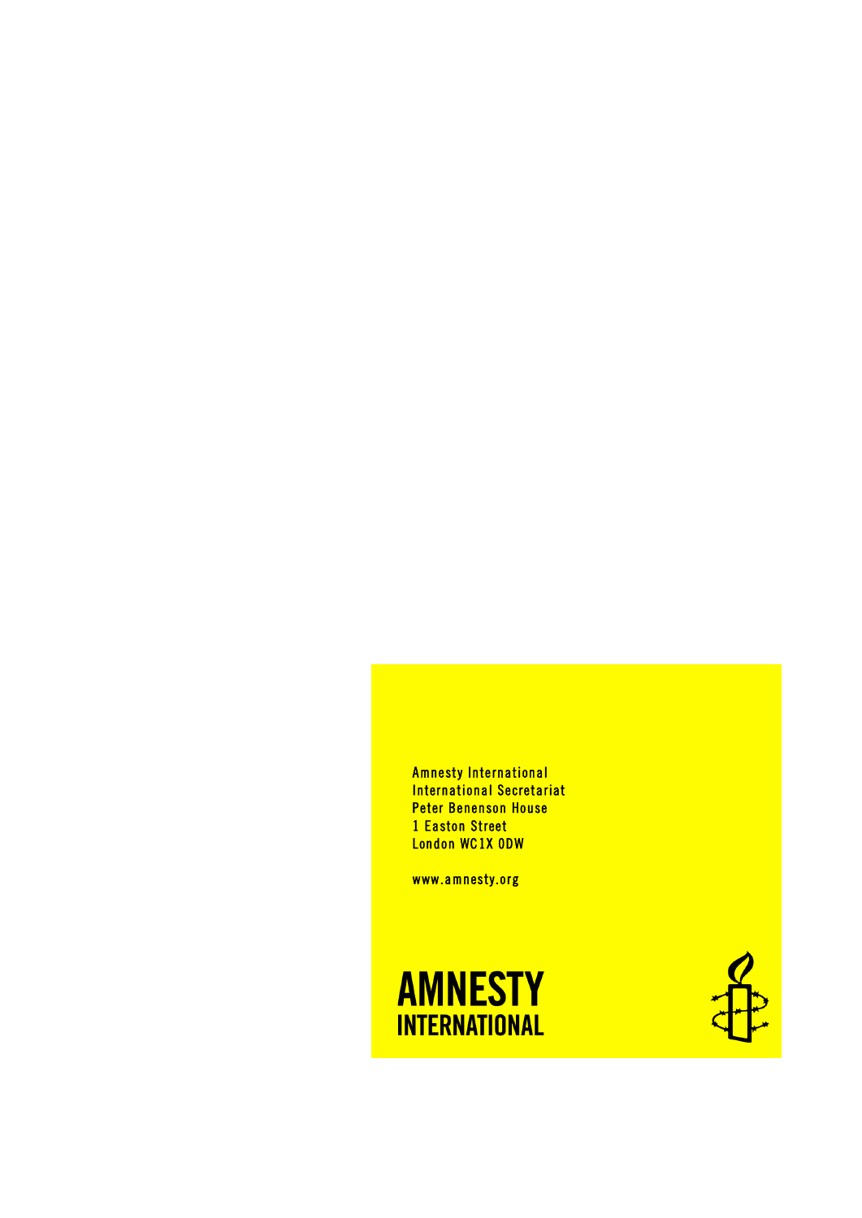Amnesty International
International Secretariat
Peter Benenson House
1 Easton Street
London WC1X 0DW

www.amnesty.org

AMNESTY
INTERNATIONAL